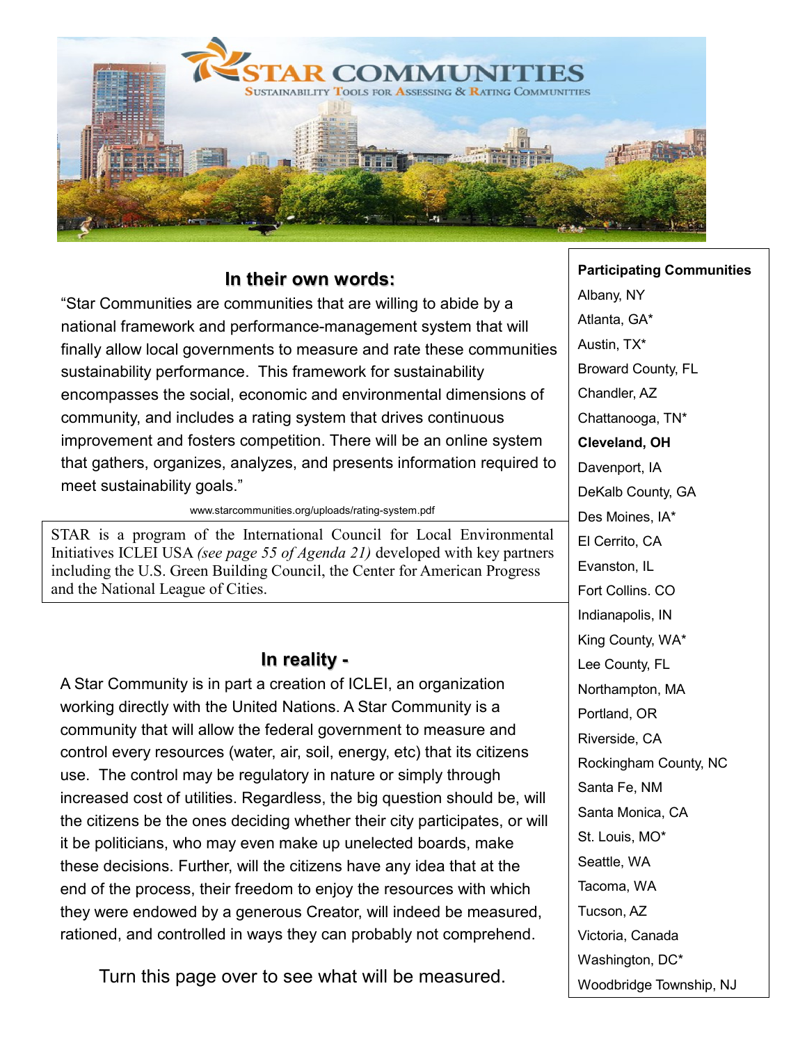# STAR COMMUNITIES

Sustainability Tools for Assessing & Rating Communities

## In their own words:

"Star Communities are communities that are willing to abide by a national framework and performance-management system that will finally allow local governments to measure and rate these communities sustainability performance. This framework for sustainability encompasses the social, economic and environmental dimensions of community, and includes a rating system that drives continuous improvement and fosters competition. There will be an online system that gathers, organizes, analyzes, and presents information required to meet sustainability goals."

www.starcommunities.org/uploads/rating-system.pdf

STAR is a program of the International Council for Local Environmental Initiatives ICLEI USA *(see page 55 of Agenda 21)* developed with key partners including the U.S. Green Building Council, the Center for American Progress and the National League of Cities.

## In reality -

A Star Community is in part a creation of ICLEI, an organization working directly with the United Nations. A Star Community is a community that will allow the federal government to measure and control every resources (water, air, soil, energy, etc) that its citizens use. The control may be regulatory in nature or simply through increased cost of utilities. Regardless, the big question should be, will the citizens be the ones deciding whether their city participates, or will it be politicians, who may even make up unelected boards, make these decisions. Further, will the citizens have any idea that at the end of the process, their freedom to enjoy the resources with which they were endowed by a generous Creator, will indeed be measured, rationed, and controlled in ways they can probably not comprehend.

Turn this page over to see what will be measured.

**Participating Communities**

Albany, NY
Atlanta, GA*
Austin, TX*
Broward County, FL
Chandler, AZ
Chattanooga, TN*
**Cleveland, OH**
Davenport, IA
DeKalb County, GA
Des Moines, IA*
El Cerrito, CA
Evanston, IL
Fort Collins. CO
Indianapolis, IN
King County, WA*
Lee County, FL
Northampton, MA
Portland, OR
Riverside, CA
Rockingham County, NC
Santa Fe, NM
Santa Monica, CA
St. Louis, MO*
Seattle, WA
Tacoma, WA
Tucson, AZ
Victoria, Canada
Washington, DC*
Woodbridge Township, NJ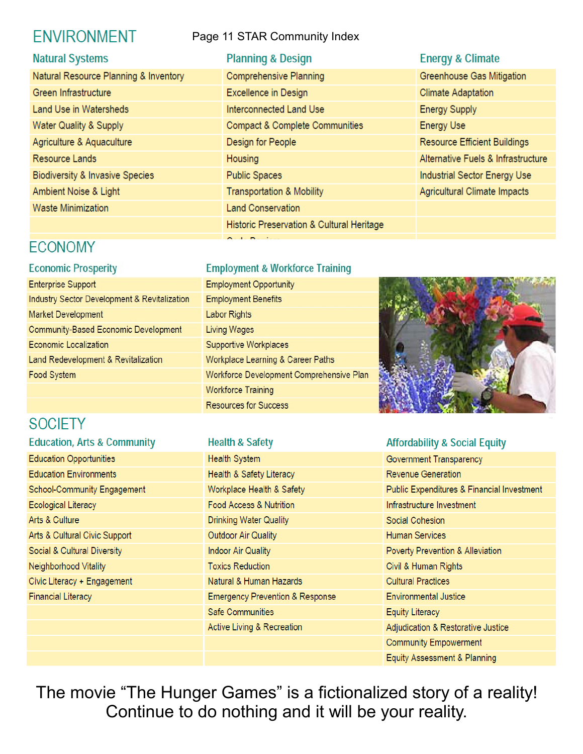# ENVIRONMENT

Page 11 STAR Community Index

| Natural Systems | Planning & Design | Energy & Climate |
|---|---|---|
| Natural Resource Planning & Inventory | Comprehensive Planning | Greenhouse Gas Mitigation |
| Green Infrastructure | Excellence in Design | Climate Adaptation |
| Land Use in Watersheds | Interconnected Land Use | Energy Supply |
| Water Quality & Supply | Compact & Complete Communities | Energy Use |
| Agriculture & Aquaculture | Design for People | Resource Efficient Buildings |
| Resource Lands | Housing | Alternative Fuels & Infrastructure |
| Biodiversity & Invasive Species | Public Spaces | Industrial Sector Energy Use |
| Ambient Noise & Light | Transportation & Mobility | Agricultural Climate Impacts |
| Waste Minimization | Land Conservation | |
| | Historic Preservation & Cultural Heritage | |

# ECONOMY

| Economic Prosperity | Employment & Workforce Training |
|---|---|
| Enterprise Support | Employment Opportunity |
| Industry Sector Development & Revitalization | Employment Benefits |
| Market Development | Labor Rights |
| Community-Based Economic Development | Living Wages |
| Economic Localization | Supportive Workplaces |
| Land Redevelopment & Revitalization | Workplace Learning & Career Paths |
| Food System | Workforce Development Comprehensive Plan |
| | Workforce Training |
| | Resources for Success |

# SOCIETY

| Education, Arts & Community | Health & Safety | Affordability & Social Equity |
|---|---|---|
| Education Opportunities | Health System | Government Transparency |
| Education Environments | Health & Safety Literacy | Revenue Generation |
| School-Community Engagement | Workplace Health & Safety | Public Expenditures & Financial Investment |
| Ecological Literacy | Food Access & Nutrition | Infrastructure Investment |
| Arts & Culture | Drinking Water Quality | Social Cohesion |
| Arts & Cultural Civic Support | Outdoor Air Quality | Human Services |
| Social & Cultural Diversity | Indoor Air Quality | Poverty Prevention & Alleviation |
| Neighborhood Vitality | Toxics Reduction | Civil & Human Rights |
| Civic Literacy + Engagement | Natural & Human Hazards | Cultural Practices |
| Financial Literacy | Emergency Prevention & Response | Environmental Justice |
| | Safe Communities | Equity Literacy |
| | Active Living & Recreation | Adjudication & Restorative Justice |
| | | Community Empowerment |
| | | Equity Assessment & Planning |

The movie "The Hunger Games" is a fictionalized story of a reality!
Continue to do nothing and it will be your reality.